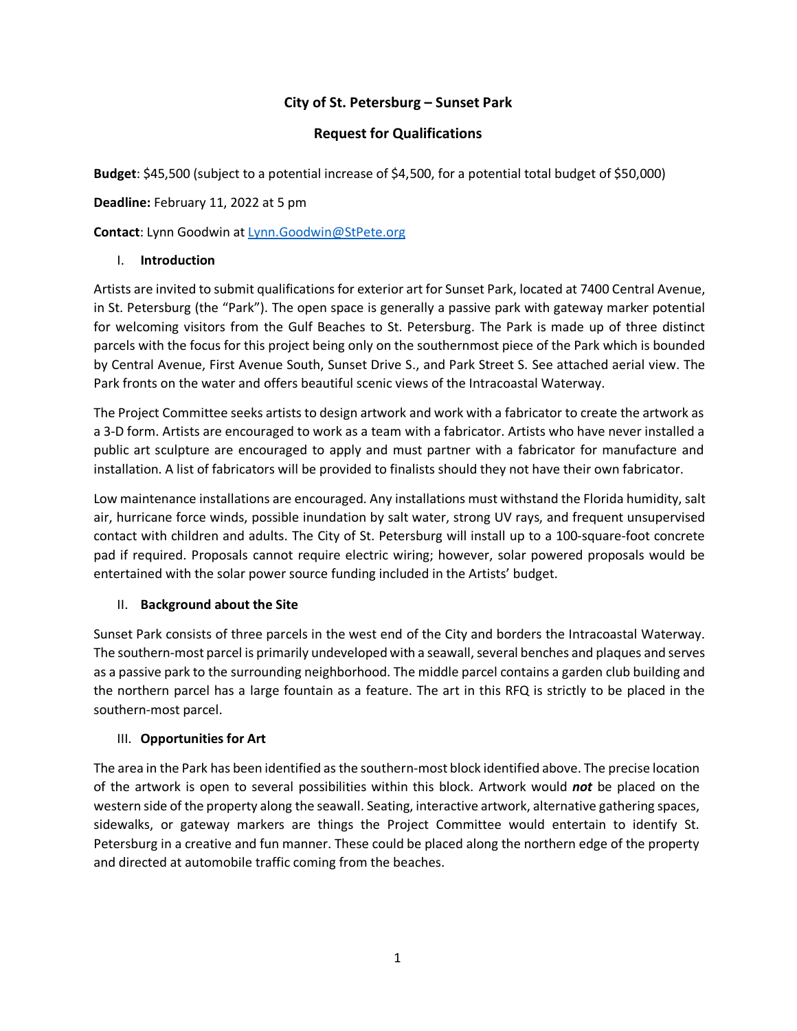# City of St. Petersburg – Sunset Park

## Request for Qualifications

**Budget**: $45,500 (subject to a potential increase of $4,500, for a potential total budget of $50,000)

**Deadline:** February 11, 2022 at 5 pm

**Contact**: Lynn Goodwin at Lynn.Goodwin@StPete.org

### I. Introduction

Artists are invited to submit qualifications for exterior art for Sunset Park, located at 7400 Central Avenue, in St. Petersburg (the "Park"). The open space is generally a passive park with gateway marker potential for welcoming visitors from the Gulf Beaches to St. Petersburg. The Park is made up of three distinct parcels with the focus for this project being only on the southernmost piece of the Park which is bounded by Central Avenue, First Avenue South, Sunset Drive S., and Park Street S. See attached aerial view. The Park fronts on the water and offers beautiful scenic views of the Intracoastal Waterway.

The Project Committee seeks artists to design artwork and work with a fabricator to create the artwork as a 3-D form. Artists are encouraged to work as a team with a fabricator. Artists who have never installed a public art sculpture are encouraged to apply and must partner with a fabricator for manufacture and installation. A list of fabricators will be provided to finalists should they not have their own fabricator.

Low maintenance installations are encouraged. Any installations must withstand the Florida humidity, salt air, hurricane force winds, possible inundation by salt water, strong UV rays, and frequent unsupervised contact with children and adults. The City of St. Petersburg will install up to a 100-square-foot concrete pad if required. Proposals cannot require electric wiring; however, solar powered proposals would be entertained with the solar power source funding included in the Artists' budget.

### II. Background about the Site

Sunset Park consists of three parcels in the west end of the City and borders the Intracoastal Waterway. The southern-most parcel is primarily undeveloped with a seawall, several benches and plaques and serves as a passive park to the surrounding neighborhood. The middle parcel contains a garden club building and the northern parcel has a large fountain as a feature. The art in this RFQ is strictly to be placed in the southern-most parcel.

### III. Opportunities for Art

The area in the Park has been identified as the southern-most block identified above. The precise location of the artwork is open to several possibilities within this block. Artwork would ***not*** be placed on the western side of the property along the seawall. Seating, interactive artwork, alternative gathering spaces, sidewalks, or gateway markers are things the Project Committee would entertain to identify St. Petersburg in a creative and fun manner. These could be placed along the northern edge of the property and directed at automobile traffic coming from the beaches.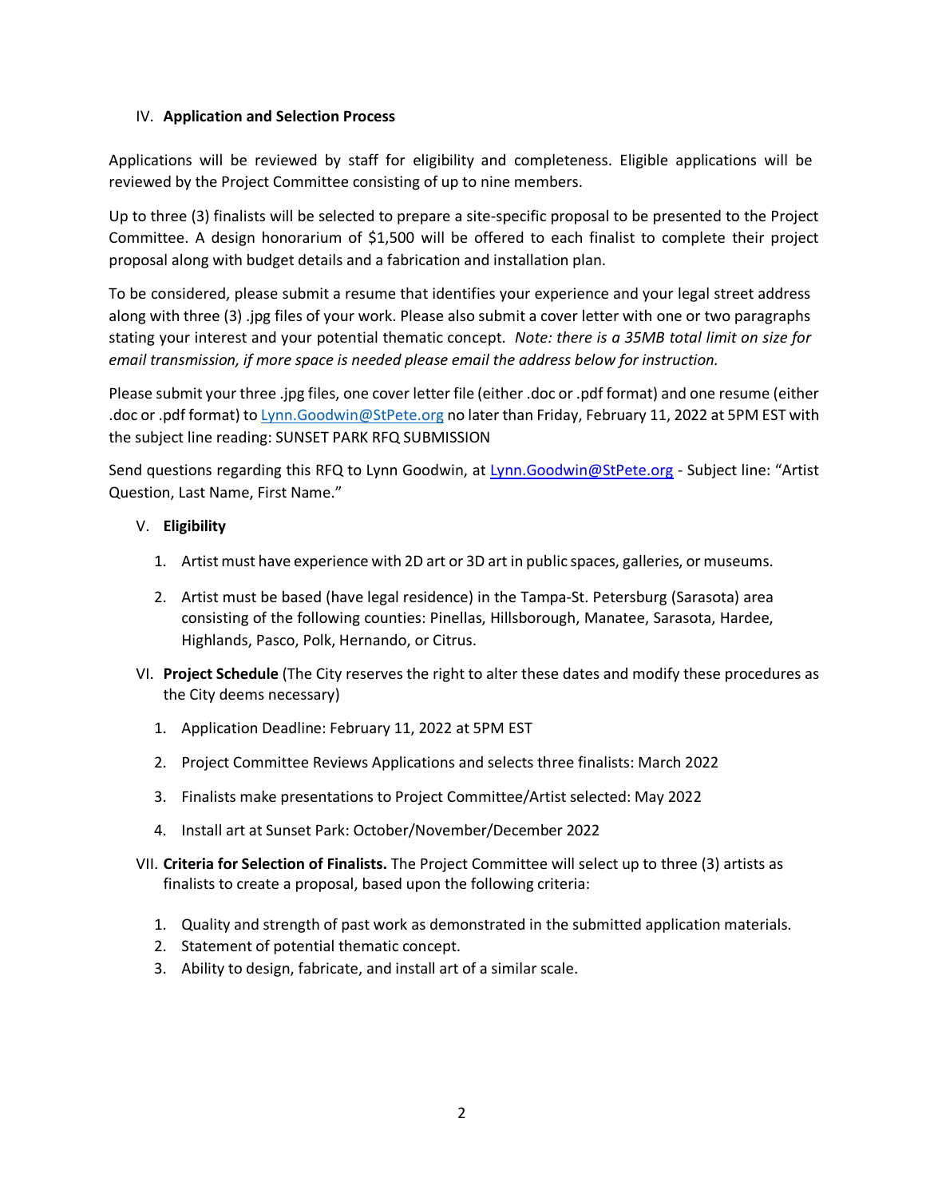## IV. Application and Selection Process

Applications will be reviewed by staff for eligibility and completeness. Eligible applications will be reviewed by the Project Committee consisting of up to nine members.

Up to three (3) finalists will be selected to prepare a site-specific proposal to be presented to the Project Committee. A design honorarium of $1,500 will be offered to each finalist to complete their project proposal along with budget details and a fabrication and installation plan.

To be considered, please submit a resume that identifies your experience and your legal street address along with three (3) .jpg files of your work. Please also submit a cover letter with one or two paragraphs stating your interest and your potential thematic concept. *Note: there is a 35MB total limit on size for email transmission, if more space is needed please email the address below for instruction.*

Please submit your three .jpg files, one cover letter file (either .doc or .pdf format) and one resume (either .doc or .pdf format) to Lynn.Goodwin@StPete.org no later than Friday, February 11, 2022 at 5PM EST with the subject line reading: SUNSET PARK RFQ SUBMISSION

Send questions regarding this RFQ to Lynn Goodwin, at Lynn.Goodwin@StPete.org - Subject line: "Artist Question, Last Name, First Name."

## V. Eligibility

1. Artist must have experience with 2D art or 3D art in public spaces, galleries, or museums.
2. Artist must be based (have legal residence) in the Tampa-St. Petersburg (Sarasota) area consisting of the following counties: Pinellas, Hillsborough, Manatee, Sarasota, Hardee, Highlands, Pasco, Polk, Hernando, or Citrus.

## VI. Project Schedule (The City reserves the right to alter these dates and modify these procedures as the City deems necessary)

1. Application Deadline: February 11, 2022 at 5PM EST
2. Project Committee Reviews Applications and selects three finalists: March 2022
3. Finalists make presentations to Project Committee/Artist selected: May 2022
4. Install art at Sunset Park: October/November/December 2022

## VII. Criteria for Selection of Finalists. The Project Committee will select up to three (3) artists as finalists to create a proposal, based upon the following criteria:

1. Quality and strength of past work as demonstrated in the submitted application materials.
2. Statement of potential thematic concept.
3. Ability to design, fabricate, and install art of a similar scale.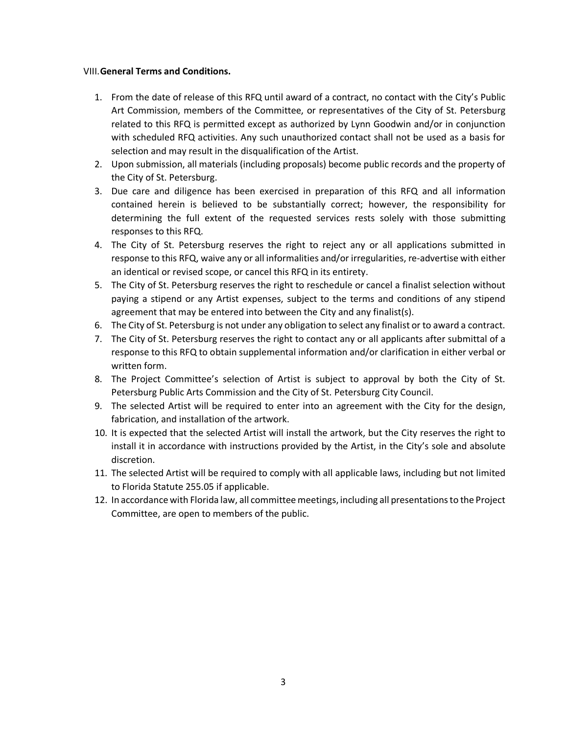VIII. **General Terms and Conditions.**

1. From the date of release of this RFQ until award of a contract, no contact with the City's Public Art Commission, members of the Committee, or representatives of the City of St. Petersburg related to this RFQ is permitted except as authorized by Lynn Goodwin and/or in conjunction with scheduled RFQ activities. Any such unauthorized contact shall not be used as a basis for selection and may result in the disqualification of the Artist.
2. Upon submission, all materials (including proposals) become public records and the property of the City of St. Petersburg.
3. Due care and diligence has been exercised in preparation of this RFQ and all information contained herein is believed to be substantially correct; however, the responsibility for determining the full extent of the requested services rests solely with those submitting responses to this RFQ.
4. The City of St. Petersburg reserves the right to reject any or all applications submitted in response to this RFQ, waive any or all informalities and/or irregularities, re-advertise with either an identical or revised scope, or cancel this RFQ in its entirety.
5. The City of St. Petersburg reserves the right to reschedule or cancel a finalist selection without paying a stipend or any Artist expenses, subject to the terms and conditions of any stipend agreement that may be entered into between the City and any finalist(s).
6. The City of St. Petersburg is not under any obligation to select any finalist or to award a contract.
7. The City of St. Petersburg reserves the right to contact any or all applicants after submittal of a response to this RFQ to obtain supplemental information and/or clarification in either verbal or written form.
8. The Project Committee's selection of Artist is subject to approval by both the City of St. Petersburg Public Arts Commission and the City of St. Petersburg City Council.
9. The selected Artist will be required to enter into an agreement with the City for the design, fabrication, and installation of the artwork.
10. It is expected that the selected Artist will install the artwork, but the City reserves the right to install it in accordance with instructions provided by the Artist, in the City's sole and absolute discretion.
11. The selected Artist will be required to comply with all applicable laws, including but not limited to Florida Statute 255.05 if applicable.
12. In accordance with Florida law, all committee meetings, including all presentations to the Project Committee, are open to members of the public.